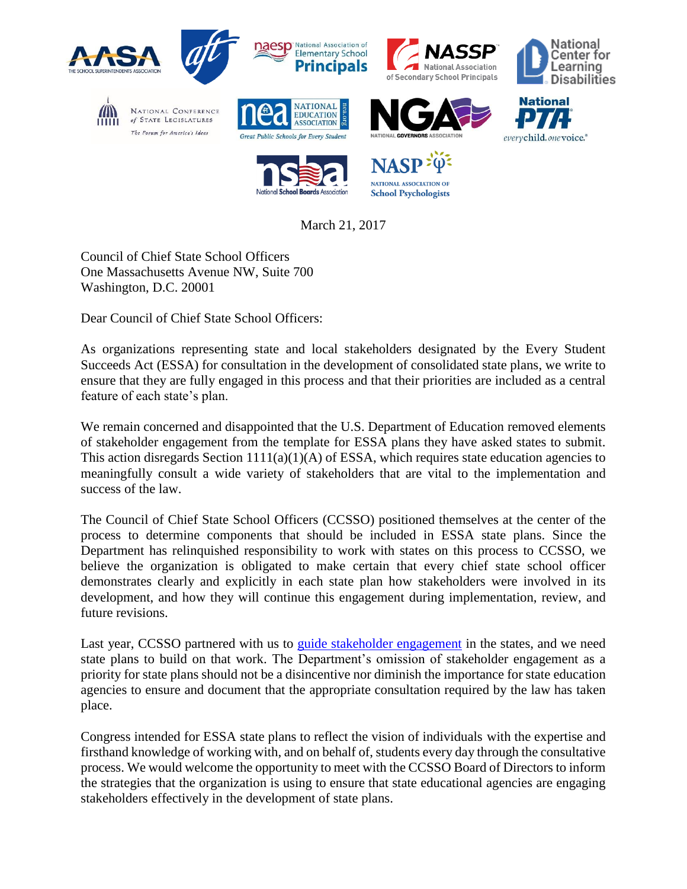March 21, 2017

Council of Chief State School Officers
One Massachusetts Avenue NW, Suite 700
Washington, D.C. 20001

Dear Council of Chief State School Officers:

As organizations representing state and local stakeholders designated by the Every Student Succeeds Act (ESSA) for consultation in the development of consolidated state plans, we write to ensure that they are fully engaged in this process and that their priorities are included as a central feature of each state's plan.

We remain concerned and disappointed that the U.S. Department of Education removed elements of stakeholder engagement from the template for ESSA plans they have asked states to submit. This action disregards Section 1111(a)(1)(A) of ESSA, which requires state education agencies to meaningfully consult a wide variety of stakeholders that are vital to the implementation and success of the law.

The Council of Chief State School Officers (CCSSO) positioned themselves at the center of the process to determine components that should be included in ESSA state plans. Since the Department has relinquished responsibility to work with states on this process to CCSSO, we believe the organization is obligated to make certain that every chief state school officer demonstrates clearly and explicitly in each state plan how stakeholders were involved in its development, and how they will continue this engagement during implementation, review, and future revisions.

Last year, CCSSO partnered with us to guide stakeholder engagement in the states, and we need state plans to build on that work. The Department's omission of stakeholder engagement as a priority for state plans should not be a disincentive nor diminish the importance for state education agencies to ensure and document that the appropriate consultation required by the law has taken place.

Congress intended for ESSA state plans to reflect the vision of individuals with the expertise and firsthand knowledge of working with, and on behalf of, students every day through the consultative process. We would welcome the opportunity to meet with the CCSSO Board of Directors to inform the strategies that the organization is using to ensure that state educational agencies are engaging stakeholders effectively in the development of state plans.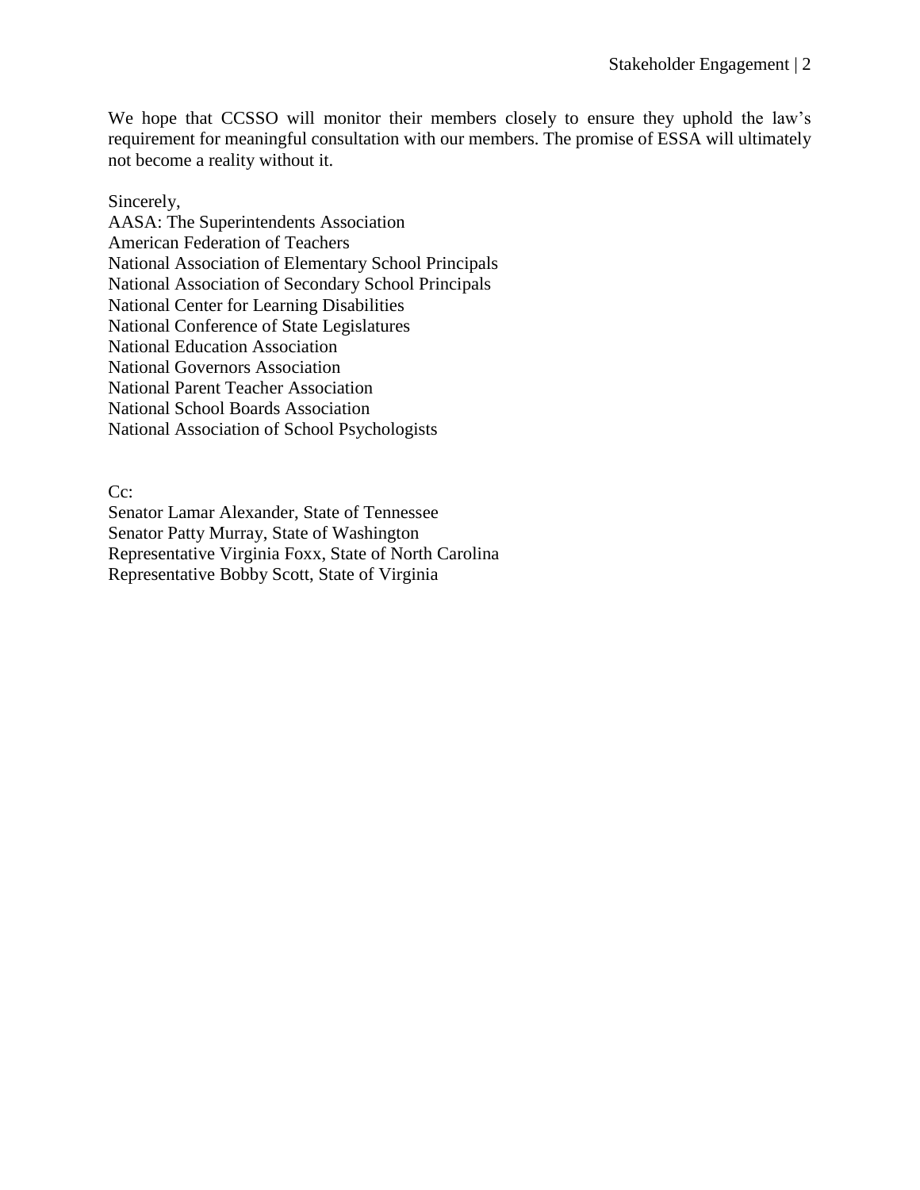We hope that CCSSO will monitor their members closely to ensure they uphold the law's requirement for meaningful consultation with our members. The promise of ESSA will ultimately not become a reality without it.

Sincerely,
AASA: The Superintendents Association
American Federation of Teachers
National Association of Elementary School Principals
National Association of Secondary School Principals
National Center for Learning Disabilities
National Conference of State Legislatures
National Education Association
National Governors Association
National Parent Teacher Association
National School Boards Association
National Association of School Psychologists

Cc:
Senator Lamar Alexander, State of Tennessee
Senator Patty Murray, State of Washington
Representative Virginia Foxx, State of North Carolina
Representative Bobby Scott, State of Virginia